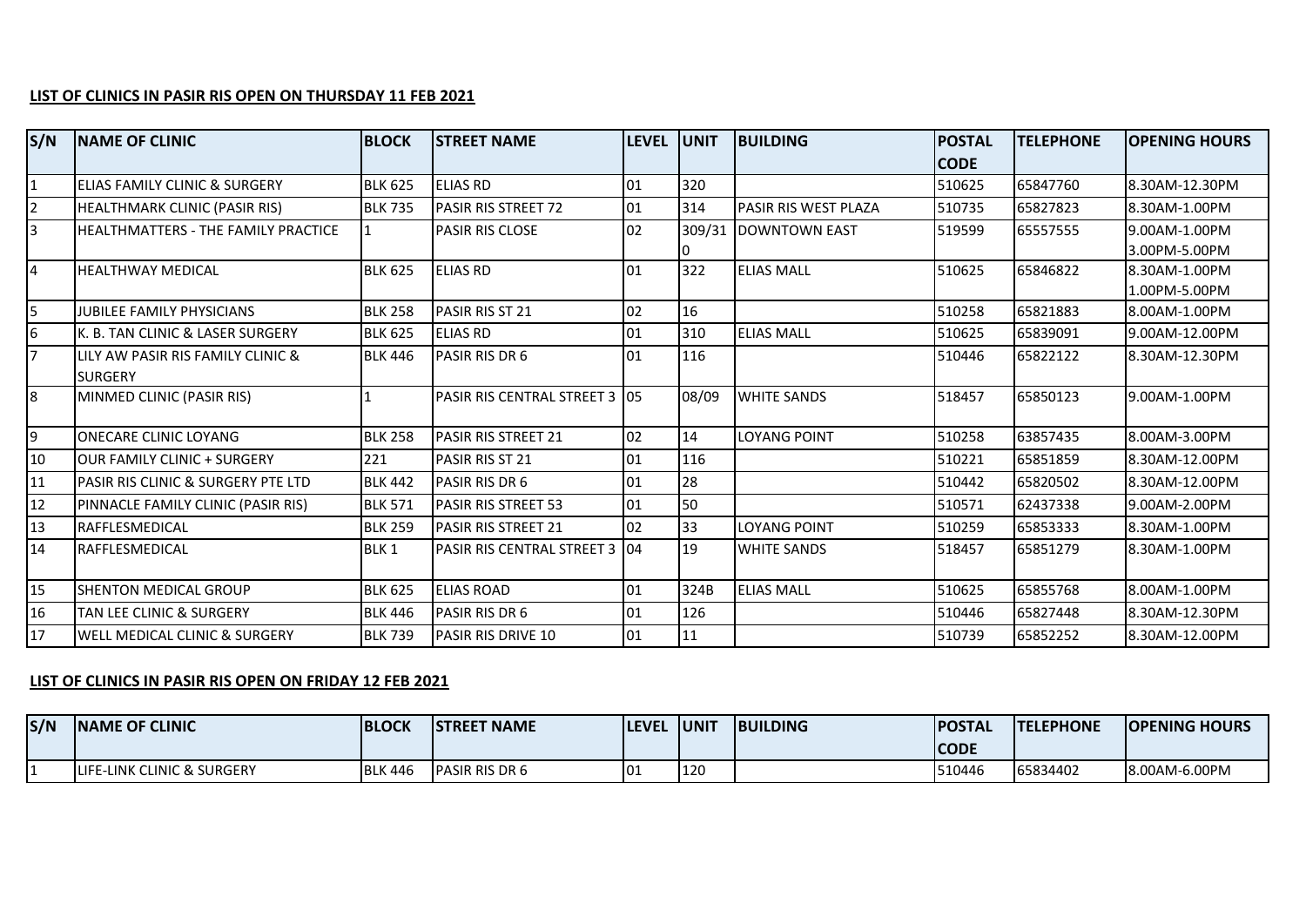**LIST OF CLINICS IN PASIR RIS OPEN ON THURSDAY 11 FEB 2021**

| S/N | NAME OF CLINIC | BLOCK | STREET NAME | LEVEL | UNIT | BUILDING | POSTAL CODE | TELEPHONE | OPENING HOURS |
|---|---|---|---|---|---|---|---|---|---|
| 1 | ELIAS FAMILY CLINIC & SURGERY | BLK 625 | ELIAS RD | 01 | 320 | | 510625 | 65847760 | 8.30AM-12.30PM |
| 2 | HEALTHMARK CLINIC (PASIR RIS) | BLK 735 | PASIR RIS STREET 72 | 01 | 314 | PASIR RIS WEST PLAZA | 510735 | 65827823 | 8.30AM-1.00PM |
| 3 | HEALTHMATTERS - THE FAMILY PRACTICE | 1 | PASIR RIS CLOSE | 02 | 309/310 | DOWNTOWN EAST | 519599 | 65557555 | 9.00AM-1.00PM<br>3.00PM-5.00PM |
| 4 | HEALTHWAY MEDICAL | BLK 625 | ELIAS RD | 01 | 322 | ELIAS MALL | 510625 | 65846822 | 8.30AM-1.00PM<br>1.00PM-5.00PM |
| 5 | JUBILEE FAMILY PHYSICIANS | BLK 258 | PASIR RIS ST 21 | 02 | 16 | | 510258 | 65821883 | 8.00AM-1.00PM |
| 6 | K. B. TAN CLINIC & LASER SURGERY | BLK 625 | ELIAS RD | 01 | 310 | ELIAS MALL | 510625 | 65839091 | 9.00AM-12.00PM |
| 7 | LILY AW PASIR RIS FAMILY CLINIC & SURGERY | BLK 446 | PASIR RIS DR 6 | 01 | 116 | | 510446 | 65822122 | 8.30AM-12.30PM |
| 8 | MINMED CLINIC (PASIR RIS) | 1 | PASIR RIS CENTRAL STREET 3 | 05 | 08/09 | WHITE SANDS | 518457 | 65850123 | 9.00AM-1.00PM |
| 9 | ONECARE CLINIC LOYANG | BLK 258 | PASIR RIS STREET 21 | 02 | 14 | LOYANG POINT | 510258 | 63857435 | 8.00AM-3.00PM |
| 10 | OUR FAMILY CLINIC + SURGERY | 221 | PASIR RIS ST 21 | 01 | 116 | | 510221 | 65851859 | 8.30AM-12.00PM |
| 11 | PASIR RIS CLINIC & SURGERY PTE LTD | BLK 442 | PASIR RIS DR 6 | 01 | 28 | | 510442 | 65820502 | 8.30AM-12.00PM |
| 12 | PINNACLE FAMILY CLINIC (PASIR RIS) | BLK 571 | PASIR RIS STREET 53 | 01 | 50 | | 510571 | 62437338 | 9.00AM-2.00PM |
| 13 | RAFFLESMEDICAL | BLK 259 | PASIR RIS STREET 21 | 02 | 33 | LOYANG POINT | 510259 | 65853333 | 8.30AM-1.00PM |
| 14 | RAFFLESMEDICAL | BLK 1 | PASIR RIS CENTRAL STREET 3 | 04 | 19 | WHITE SANDS | 518457 | 65851279 | 8.30AM-1.00PM |
| 15 | SHENTON MEDICAL GROUP | BLK 625 | ELIAS ROAD | 01 | 324B | ELIAS MALL | 510625 | 65855768 | 8.00AM-1.00PM |
| 16 | TAN LEE CLINIC & SURGERY | BLK 446 | PASIR RIS DR 6 | 01 | 126 | | 510446 | 65827448 | 8.30AM-12.30PM |
| 17 | WELL MEDICAL CLINIC & SURGERY | BLK 739 | PASIR RIS DRIVE 10 | 01 | 11 | | 510739 | 65852252 | 8.30AM-12.00PM |

**LIST OF CLINICS IN PASIR RIS OPEN ON FRIDAY 12 FEB 2021**

| S/N | NAME OF CLINIC | BLOCK | STREET NAME | LEVEL | UNIT | BUILDING | POSTAL CODE | TELEPHONE | OPENING HOURS |
|---|---|---|---|---|---|---|---|---|---|
| 1 | LIFE-LINK CLINIC & SURGERY | BLK 446 | PASIR RIS DR 6 | 01 | 120 | | 510446 | 65834402 | 8.00AM-6.00PM |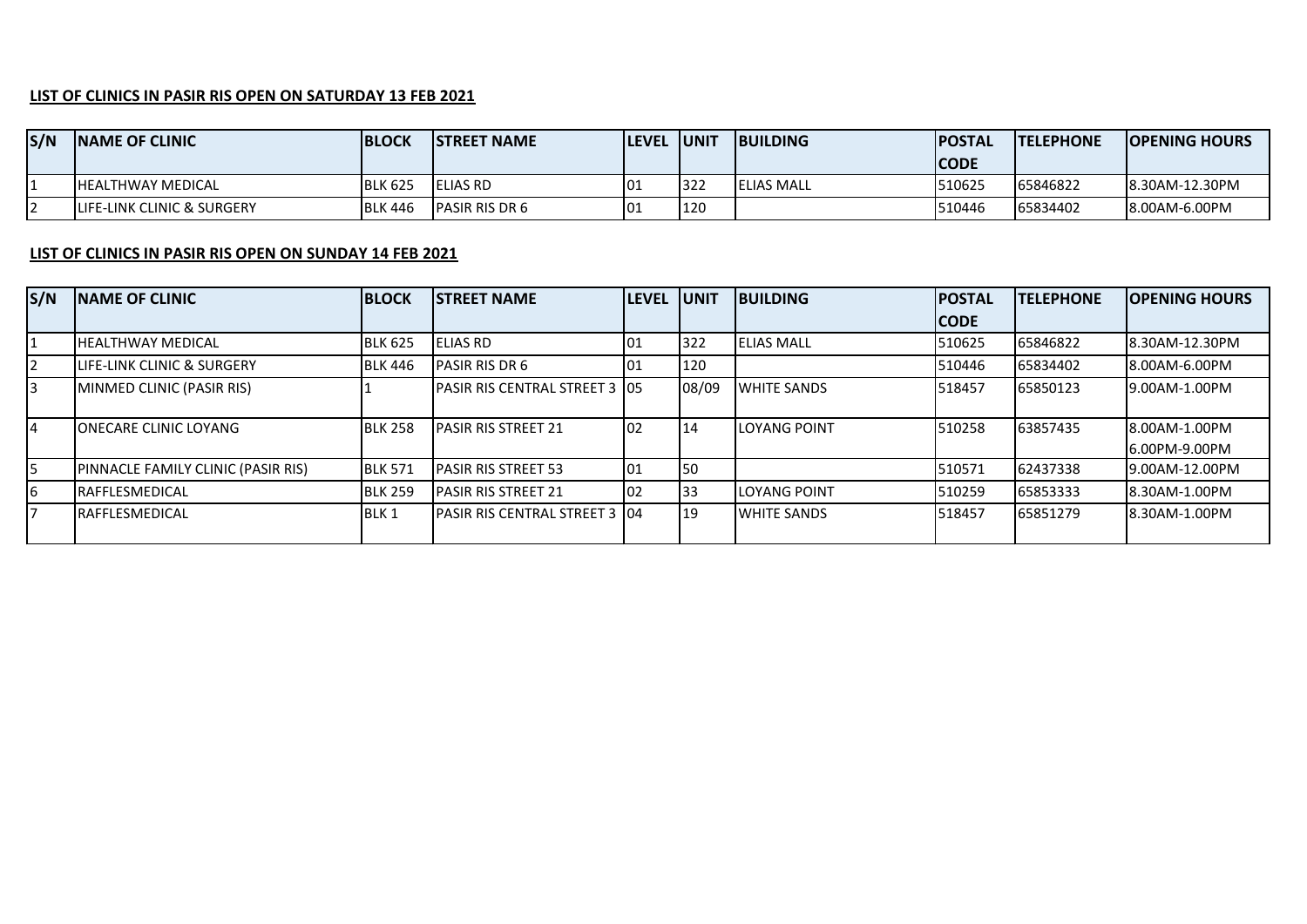**LIST OF CLINICS IN PASIR RIS OPEN ON SATURDAY 13 FEB 2021**

| S/N | NAME OF CLINIC | BLOCK | STREET NAME | LEVEL | UNIT | BUILDING | POSTAL CODE | TELEPHONE | OPENING HOURS |
|---|---|---|---|---|---|---|---|---|---|
| 1 | HEALTHWAY MEDICAL | BLK 625 | ELIAS RD | 01 | 322 | ELIAS MALL | 510625 | 65846822 | 8.30AM-12.30PM |
| 2 | LIFE-LINK CLINIC & SURGERY | BLK 446 | PASIR RIS DR 6 | 01 | 120 | | 510446 | 65834402 | 8.00AM-6.00PM |

**LIST OF CLINICS IN PASIR RIS OPEN ON SUNDAY 14 FEB 2021**

| S/N | NAME OF CLINIC | BLOCK | STREET NAME | LEVEL | UNIT | BUILDING | POSTAL CODE | TELEPHONE | OPENING HOURS |
|---|---|---|---|---|---|---|---|---|---|
| 1 | HEALTHWAY MEDICAL | BLK 625 | ELIAS RD | 01 | 322 | ELIAS MALL | 510625 | 65846822 | 8.30AM-12.30PM |
| 2 | LIFE-LINK CLINIC & SURGERY | BLK 446 | PASIR RIS DR 6 | 01 | 120 | | 510446 | 65834402 | 8.00AM-6.00PM |
| 3 | MINMED CLINIC (PASIR RIS) | 1 | PASIR RIS CENTRAL STREET 3 | 05 | 08/09 | WHITE SANDS | 518457 | 65850123 | 9.00AM-1.00PM |
| 4 | ONECARE CLINIC LOYANG | BLK 258 | PASIR RIS STREET 21 | 02 | 14 | LOYANG POINT | 510258 | 63857435 | 8.00AM-1.00PM 6.00PM-9.00PM |
| 5 | PINNACLE FAMILY CLINIC (PASIR RIS) | BLK 571 | PASIR RIS STREET 53 | 01 | 50 | | 510571 | 62437338 | 9.00AM-12.00PM |
| 6 | RAFFLESMEDICAL | BLK 259 | PASIR RIS STREET 21 | 02 | 33 | LOYANG POINT | 510259 | 65853333 | 8.30AM-1.00PM |
| 7 | RAFFLESMEDICAL | BLK 1 | PASIR RIS CENTRAL STREET 3 | 04 | 19 | WHITE SANDS | 518457 | 65851279 | 8.30AM-1.00PM |